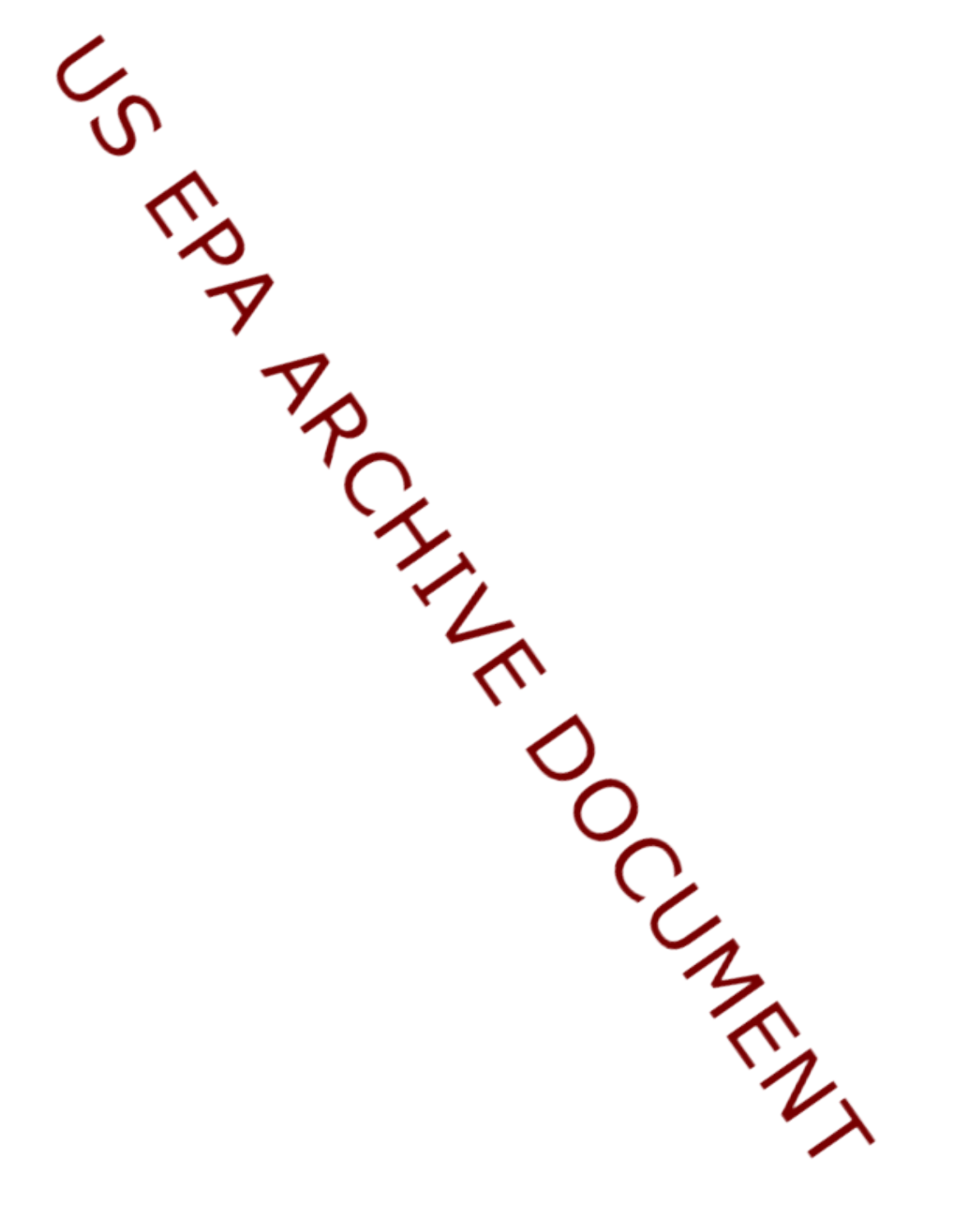US EPA ARCHIVE DOCUMENT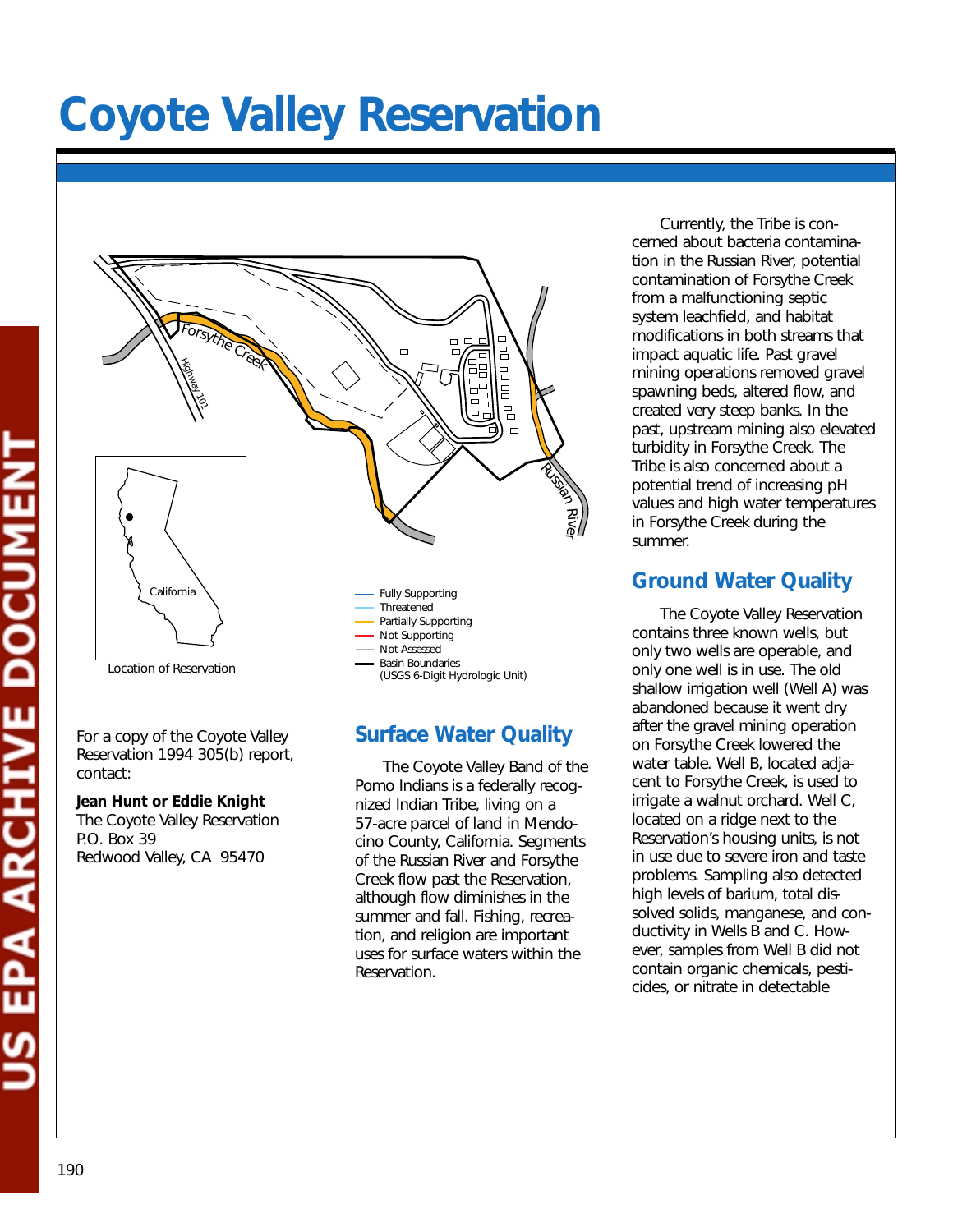# Coyote Valley Reservation

Location of Reservation

- Fully Supporting
- Threatened
- Partially Supporting
- Not Supporting
- Not Assessed
- Basin Boundaries (USGS 6-Digit Hydrologic Unit)

For a copy of the Coyote Valley Reservation 1994 305(b) report, contact:

**Jean Hunt or Eddie Knight**
The Coyote Valley Reservation
P.O. Box 39
Redwood Valley, CA 95470

## Surface Water Quality

The Coyote Valley Band of the Pomo Indians is a federally recognized Indian Tribe, living on a 57-acre parcel of land in Mendocino County, California. Segments of the Russian River and Forsythe Creek flow past the Reservation, although flow diminishes in the summer and fall. Fishing, recreation, and religion are important uses for surface waters within the Reservation.

Currently, the Tribe is concerned about bacteria contamination in the Russian River, potential contamination of Forsythe Creek from a malfunctioning septic system leachfield, and habitat modifications in both streams that impact aquatic life. Past gravel mining operations removed gravel spawning beds, altered flow, and created very steep banks. In the past, upstream mining also elevated turbidity in Forsythe Creek. The Tribe is also concerned about a potential trend of increasing pH values and high water temperatures in Forsythe Creek during the summer.

## Ground Water Quality

The Coyote Valley Reservation contains three known wells, but only two wells are operable, and only one well is in use. The old shallow irrigation well (Well A) was abandoned because it went dry after the gravel mining operation on Forsythe Creek lowered the water table. Well B, located adjacent to Forsythe Creek, is used to irrigate a walnut orchard. Well C, located on a ridge next to the Reservation's housing units, is not in use due to severe iron and taste problems. Sampling also detected high levels of barium, total dissolved solids, manganese, and conductivity in Wells B and C. However, samples from Well B did not contain organic chemicals, pesticides, or nitrate in detectable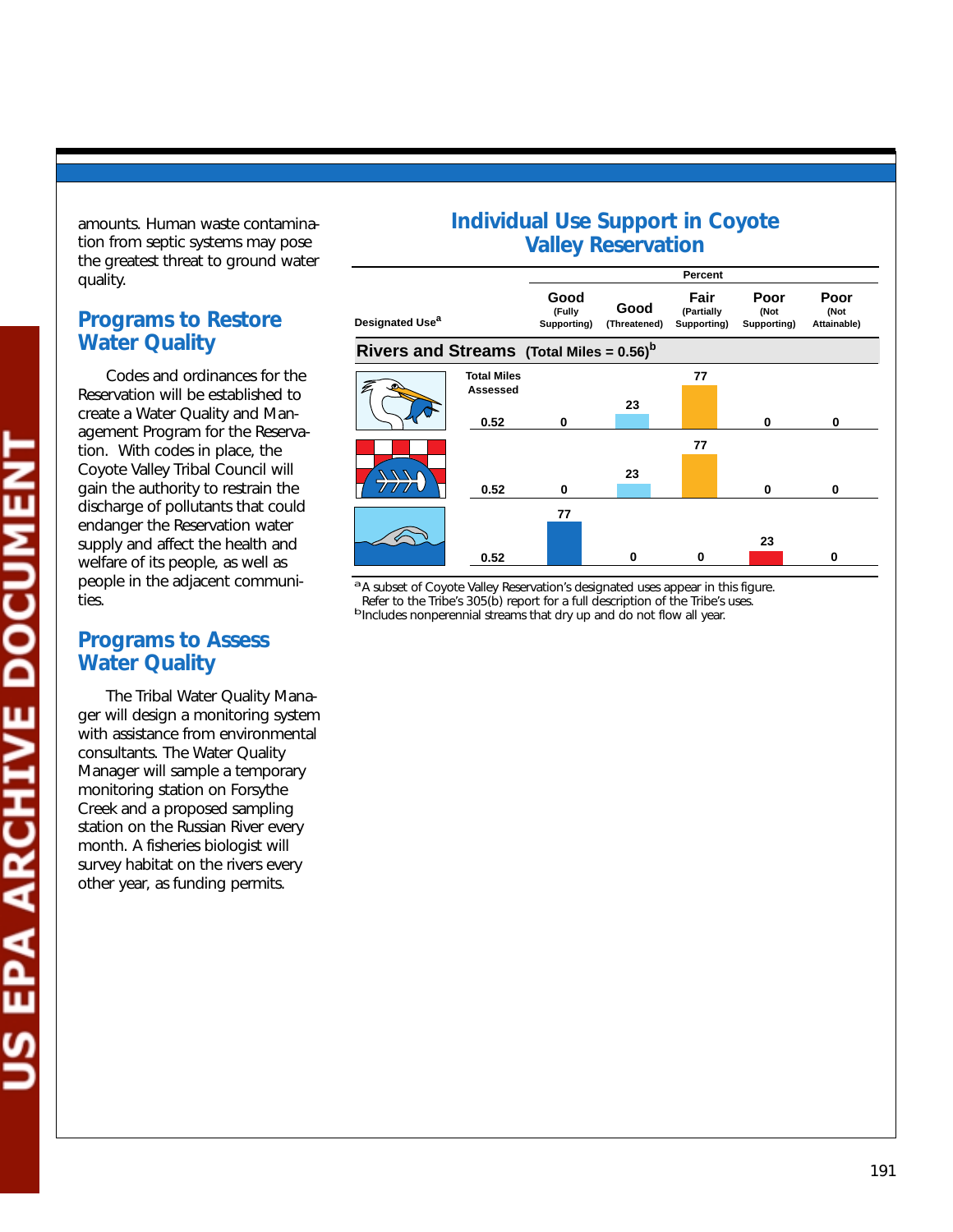amounts. Human waste contamination from septic systems may pose the greatest threat to ground water quality.

## Programs to Restore Water Quality

Codes and ordinances for the Reservation will be established to create a Water Quality and Management Program for the Reservation. With codes in place, the Coyote Valley Tribal Council will gain the authority to restrain the discharge of pollutants that could endanger the Reservation water supply and affect the health and welfare of its people, as well as people in the adjacent communities.

## Programs to Assess Water Quality

The Tribal Water Quality Manager will design a monitoring system with assistance from environmental consultants. The Water Quality Manager will sample a temporary monitoring station on Forsythe Creek and a proposed sampling station on the Russian River every month. A fisheries biologist will survey habitat on the rivers every other year, as funding permits.

## Individual Use Support in Coyote Valley Reservation

Percent

Designated Use[a]

Good (Fully Supporting)
Good (Threatened)
Fair (Partially Supporting)
Poor (Not Supporting)
Poor (Not Attainable)

Rivers and Streams (Total Miles = 0.56)[b]

Total Miles Assessed

0.52
0
23
77
0
0

0.52
0
23
77
0
0

0.52
77
0
0
23
0

[a] A subset of Coyote Valley Reservation's designated uses appear in this figure. Refer to the Tribe's 305(b) report for a full description of the Tribe's uses.
[b] Includes nonperennial streams that dry up and do not flow all year.